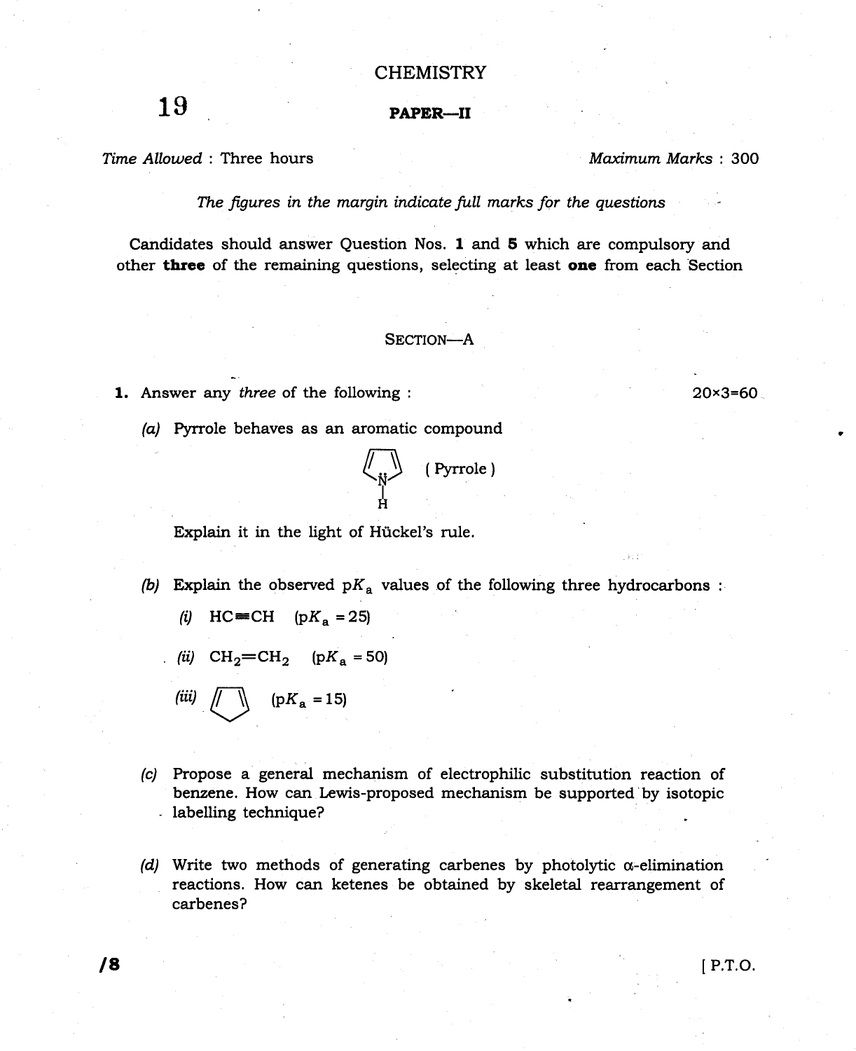# CHEMISTRY

**19**

## PAPER—II

*Time Allowed* : Three hours *Maximum Marks* : 300

*The figures in the margin indicate full marks for the questions*

Candidates should answer Question Nos. **1** and **5** which are compulsory and other **three** of the remaining questions, selecting at least **one** from each Section

### SECTION—A

**1.** Answer any *three* of the following : 20×3=60

*(a)* Pyrrole behaves as an aromatic compound

(Pyrrole)

Explain it in the light of Hückel's rule.

*(b)* Explain the observed $pK_a$ values of the following three hydrocarbons :

*(i)* $HC \equiv CH$ ($pK_a = 25$)

*(ii)* $CH_2 = CH_2$ ($pK_a = 50$)

*(iii)* (cyclopentadiene) ($pK_a = 15$)

*(c)* Propose a general mechanism of electrophilic substitution reaction of benzene. How can Lewis-proposed mechanism be supported by isotopic labelling technique?

*(d)* Write two methods of generating carbenes by photolytic α-elimination reactions. How can ketenes be obtained by skeletal rearrangement of carbenes?

[ P.T.O.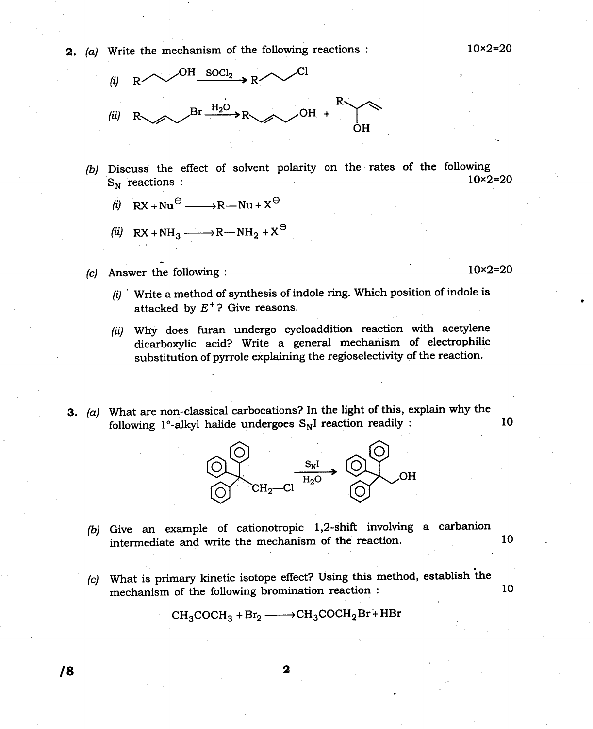2. (a) Write the mechanism of the following reactions : 10×2=20

(i) $R\text{-}CH_2CH_2\text{-}OH \xrightarrow{SOCl_2} R\text{-}CH_2CH_2\text{-}Cl$

(ii) $R\text{-}CH{=}CH\text{-}CH_2\text{-}Br \xrightarrow{H_2O} R\text{-}CH{=}CH\text{-}CH_2\text{-}OH + R\text{-}CH(OH)\text{-}CH{=}CH_2$

(b) Discuss the effect of solvent polarity on the rates of the following $S_N$ reactions : 10×2=20

(i) $RX + Nu^{\ominus} \longrightarrow R{-}Nu + X^{\ominus}$

(ii) $RX + NH_3 \longrightarrow R{-}NH_2 + X^{\ominus}$

(c) Answer the following : 10×2=20

(i) Write a method of synthesis of indole ring. Which position of indole is attacked by $E^+$? Give reasons.

(ii) Why does furan undergo cycloaddition reaction with acetylene dicarboxylic acid? Write a general mechanism of electrophilic substitution of pyrrole explaining the regioselectivity of the reaction.

3. (a) What are non-classical carbocations? In the light of this, explain why the following 1°-alkyl halide undergoes $S_N1$ reaction readily : 10

$$(C_6H_5)_3C\text{-}CH_2\text{-}Cl \xrightarrow[H_2O]{S_N1} (C_6H_5)_3C\text{-}CH_2\text{-}OH$$

(b) Give an example of cationotropic 1,2-shift involving a carbanion intermediate and write the mechanism of the reaction. 10

(c) What is primary kinetic isotope effect? Using this method, establish the mechanism of the following bromination reaction : 10

$$CH_3COCH_3 + Br_2 \longrightarrow CH_3COCH_2Br + HBr$$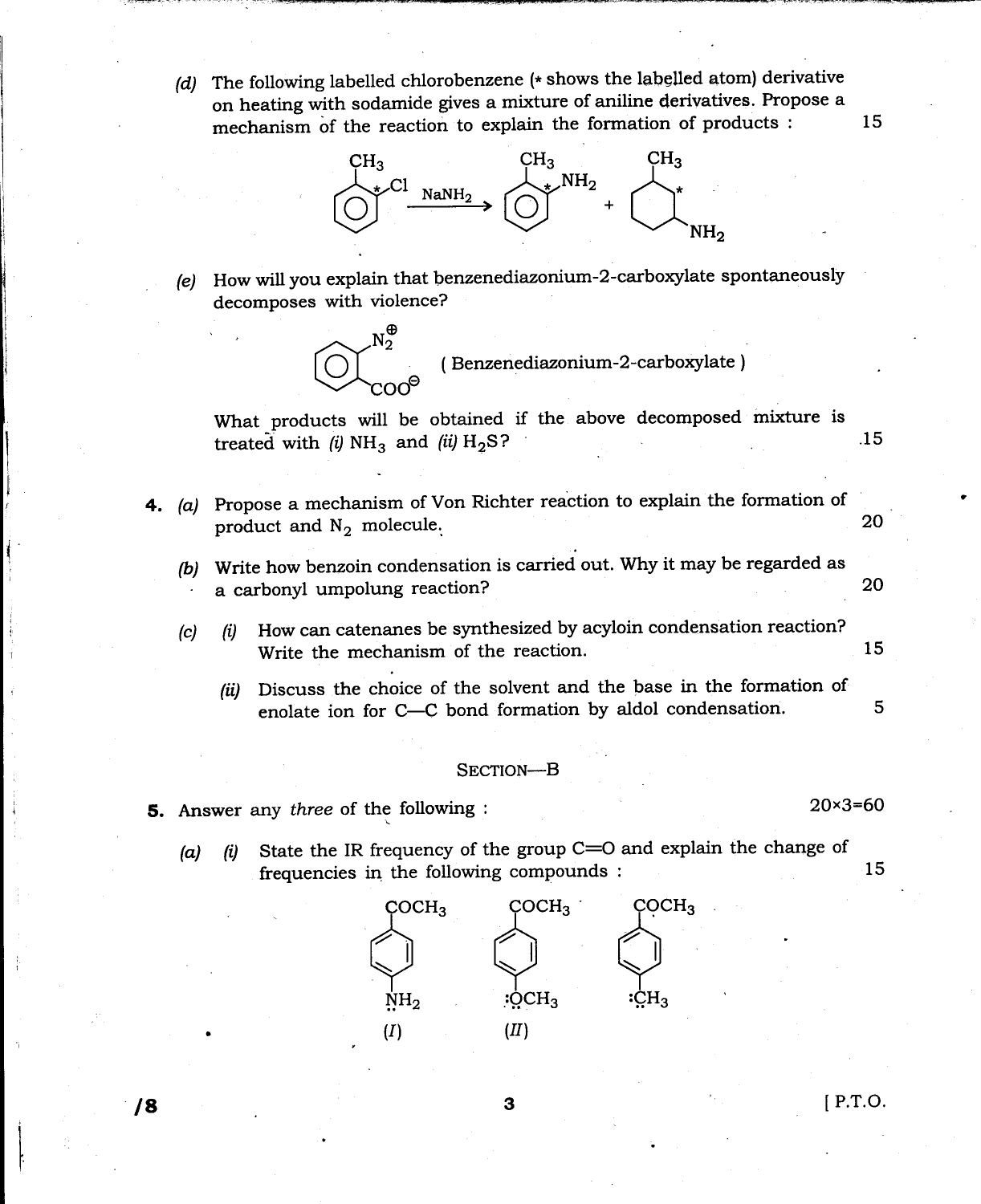(d) The following labelled chlorobenzene (* shows the labelled atom) derivative on heating with sodamide gives a mixture of aniline derivatives. Propose a mechanism of the reaction to explain the formation of products : **15**

$$\text{2-Chlorotoluene (}^{*}\text{C–Cl)} \xrightarrow{NaNH_2} \text{2-Methylaniline (}^{*}\text{C–NH}_2\text{)} + \text{3-Methylaniline (}^{*}\text{C at position 2, NH}_2\text{ at position 3)}$$

(e) How will you explain that benzenediazonium-2-carboxylate spontaneously decomposes with violence?

$$\text{C}_6\text{H}_4(N_2^{\oplus})(COO^{\ominus}) \quad \text{( Benzenediazonium-2-carboxylate )}$$

What products will be obtained if the above decomposed mixture is treated with (i) $NH_3$ and (ii) $H_2S$? **15**

4. (a) Propose a mechanism of Von Richter reaction to explain the formation of product and $N_2$ molecule. **20**

(b) Write how benzoin condensation is carried out. Why it may be regarded as a carbonyl umpolung reaction? **20**

(c) (i) How can catenanes be synthesized by acyloin condensation reaction? Write the mechanism of the reaction. **15**

(ii) Discuss the choice of the solvent and the base in the formation of enolate ion for C—C bond formation by aldol condensation. **5**

## SECTION—B

5. Answer any *three* of the following : **20×3=60**

(a) (i) State the IR frequency of the group C=O and explain the change of frequencies in the following compounds : **15**

$$\text{(I) } p\text{-}H_2\ddot{N}\text{–}C_6H_4\text{–}COCH_3 \qquad \text{(II) } p\text{-}CH_3\ddot{O}\text{–}C_6H_4\text{–}COCH_3 \qquad p\text{-}CH_3\text{–}C_6H_4\text{–}COCH_3$$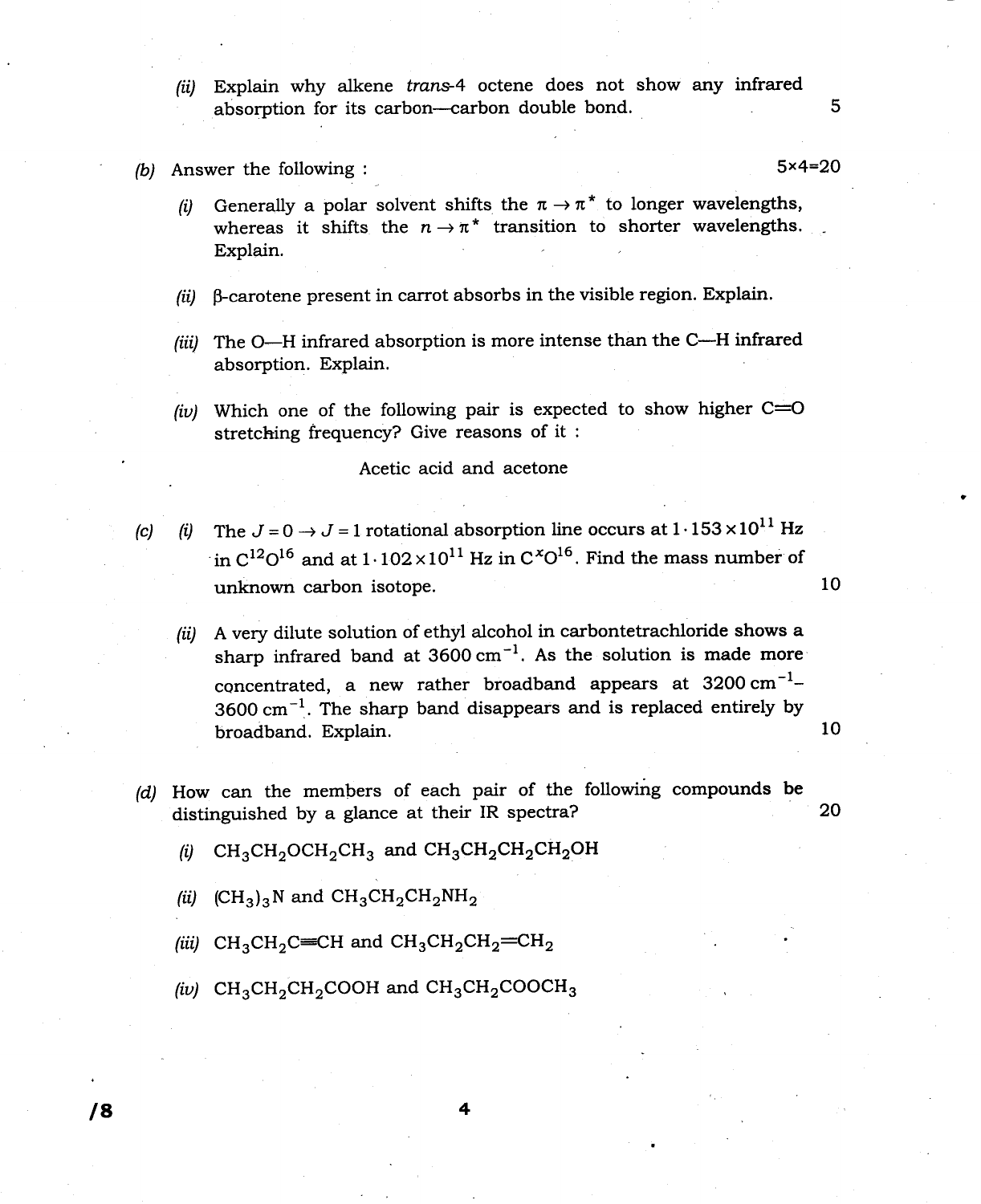(ii) Explain why alkene *trans*-4 octene does not show any infrared absorption for its carbon—carbon double bond. 5

(b) Answer the following : 5×4=20

(i) Generally a polar solvent shifts the $\pi \rightarrow \pi^*$ to longer wavelengths, whereas it shifts the $n \rightarrow \pi^*$ transition to shorter wavelengths. Explain.

(ii) β-carotene present in carrot absorbs in the visible region. Explain.

(iii) The O—H infrared absorption is more intense than the C—H infrared absorption. Explain.

(iv) Which one of the following pair is expected to show higher C=O stretching frequency? Give reasons of it :

Acetic acid and acetone

(c) (i) The $J = 0 \rightarrow J = 1$ rotational absorption line occurs at $1 \cdot 153 \times 10^{11}$ Hz in $C^{12}O^{16}$ and at $1 \cdot 102 \times 10^{11}$ Hz in $C^{x}O^{16}$. Find the mass number of unknown carbon isotope. 10

(ii) A very dilute solution of ethyl alcohol in carbontetrachloride shows a sharp infrared band at $3600\ \text{cm}^{-1}$. As the solution is made more concentrated, a new rather broadband appears at $3200\ \text{cm}^{-1}$–$3600\ \text{cm}^{-1}$. The sharp band disappears and is replaced entirely by broadband. Explain. 10

(d) How can the members of each pair of the following compounds be distinguished by a glance at their IR spectra? 20

(i) $CH_3CH_2OCH_2CH_3$ and $CH_3CH_2CH_2CH_2OH$

(ii) $(CH_3)_3N$ and $CH_3CH_2CH_2NH_2$

(iii) $CH_3CH_2C{\equiv}CH$ and $CH_3CH_2CH_2{=}CH_2$

(iv) $CH_3CH_2CH_2COOH$ and $CH_3CH_2COOCH_3$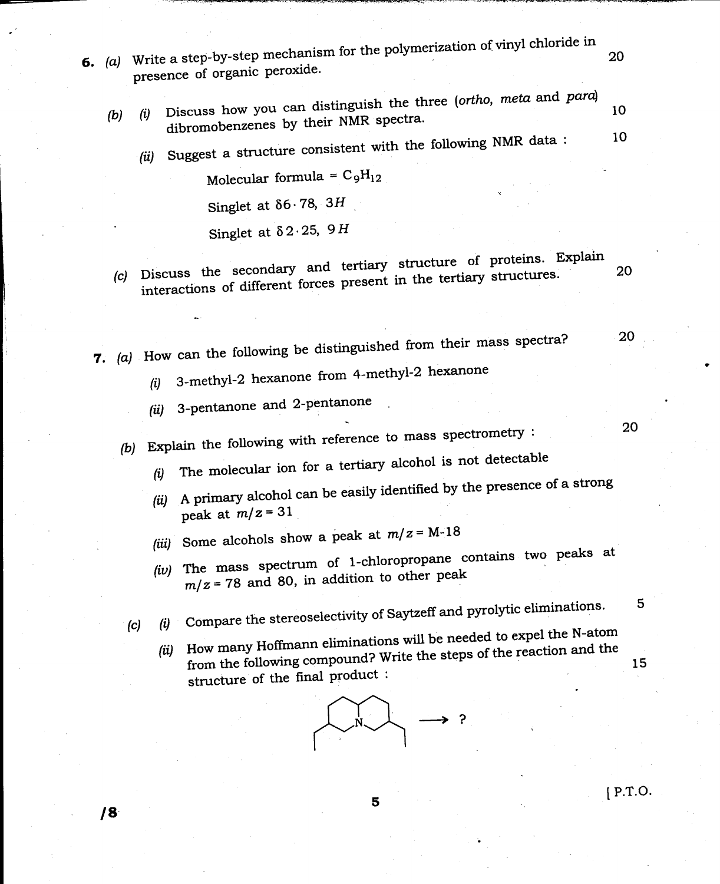6. (a) Write a step-by-step mechanism for the polymerization of vinyl chloride in presence of organic peroxide. 20

(b) (i) Discuss how you can distinguish the three (*ortho*, *meta* and *para*) dibromobenzenes by their NMR spectra. 10

(ii) Suggest a structure consistent with the following NMR data : 10

Molecular formula = $C_9H_{12}$

Singlet at $\delta 6 \cdot 78$, $3H$

Singlet at $\delta 2 \cdot 25$, $9H$

(c) Discuss the secondary and tertiary structure of proteins. Explain interactions of different forces present in the tertiary structures. 20

7. (a) How can the following be distinguished from their mass spectra? 20

(i) 3-methyl-2 hexanone from 4-methyl-2 hexanone

(ii) 3-pentanone and 2-pentanone

(b) Explain the following with reference to mass spectrometry : 20

(i) The molecular ion for a tertiary alcohol is not detectable

(ii) A primary alcohol can be easily identified by the presence of a strong peak at $m/z = 31$

(iii) Some alcohols show a peak at $m/z =$ M-18

(iv) The mass spectrum of 1-chloropropane contains two peaks at $m/z = 78$ and 80, in addition to other peak

(c) (i) Compare the stereoselectivity of Saytzeff and pyrolytic eliminations. 5

(ii) How many Hoffmann eliminations will be needed to expel the N-atom from the following compound? Write the steps of the reaction and the structure of the final product : 15

(Structure: quinolizidine-type bicyclic amine with N at the ring fusion, bearing an ethyl group on each ring) $\longrightarrow$ ?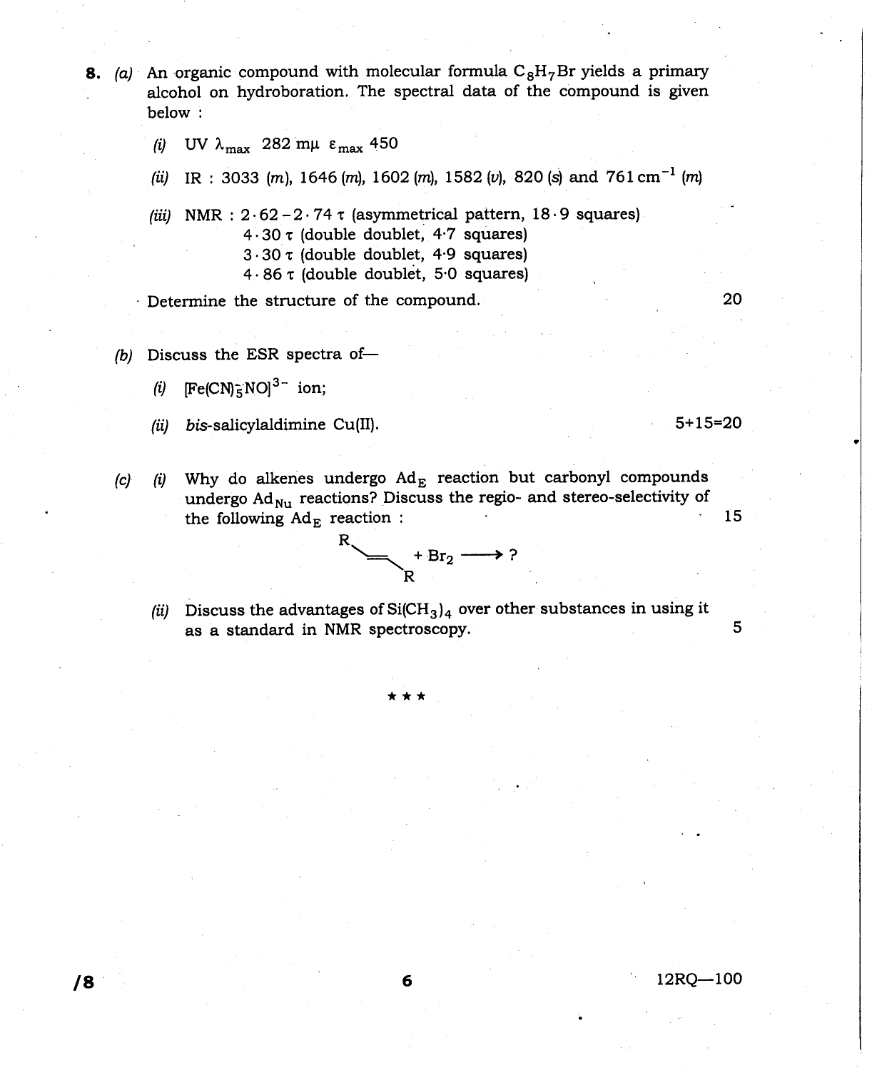**8.** (a) An organic compound with molecular formula $C_8H_7Br$ yields a primary alcohol on hydroboration. The spectral data of the compound is given below :

(i) UV $\lambda_{max}$ 282 mμ $\varepsilon_{max}$ 450

(ii) IR : 3033 (m), 1646 (m), 1602 (m), 1582 (v), 820 (s) and 761 $cm^{-1}$ (m)

(iii) NMR : 2·62 – 2·74 τ (asymmetrical pattern, 18·9 squares)
4·30 τ (double doublet, 4·7 squares)
3·30 τ (double doublet, 4·9 squares)
4·86 τ (double doublet, 5·0 squares)

Determine the structure of the compound. 20

(b) Discuss the ESR spectra of—

(i) $[Fe(CN)_5NO]^{3-}$ ion;

(ii) *bis*-salicylaldimine Cu(II). 5+15=20

(c) (i) Why do alkenes undergo $Ad_E$ reaction but carbonyl compounds undergo $Ad_{Nu}$ reactions? Discuss the regio- and stereo-selectivity of the following $Ad_E$ reaction : 15

$$RCH=CHR + Br_2 \longrightarrow ?$$

(ii) Discuss the advantages of $Si(CH_3)_4$ over other substances in using it as a standard in NMR spectroscopy. 5

★ ★ ★